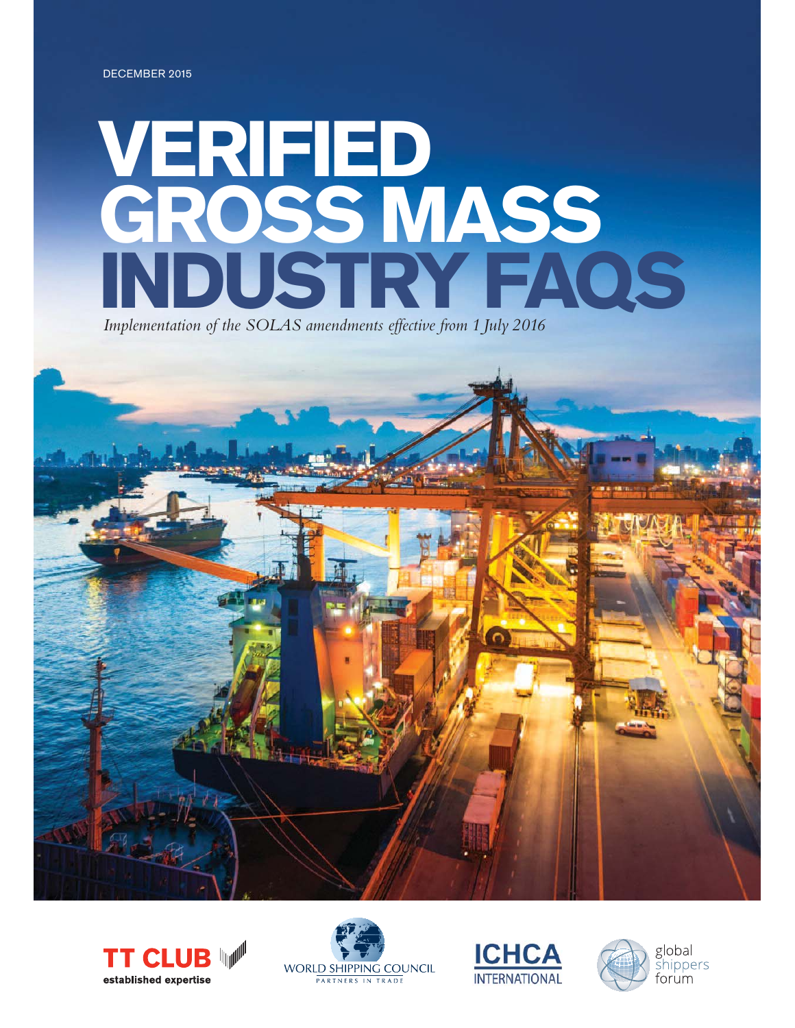DECEMBER 2015

# VERIFIED GROSS MASS INDUSTRY FAQS

*Implementation of the SOLAS amendments effective from 1 July 2016*

TT CLUB established expertise

WORLD SHIPPING COUNCIL PARTNERS IN TRADE

ICHCA INTERNATIONAL

global shippers forum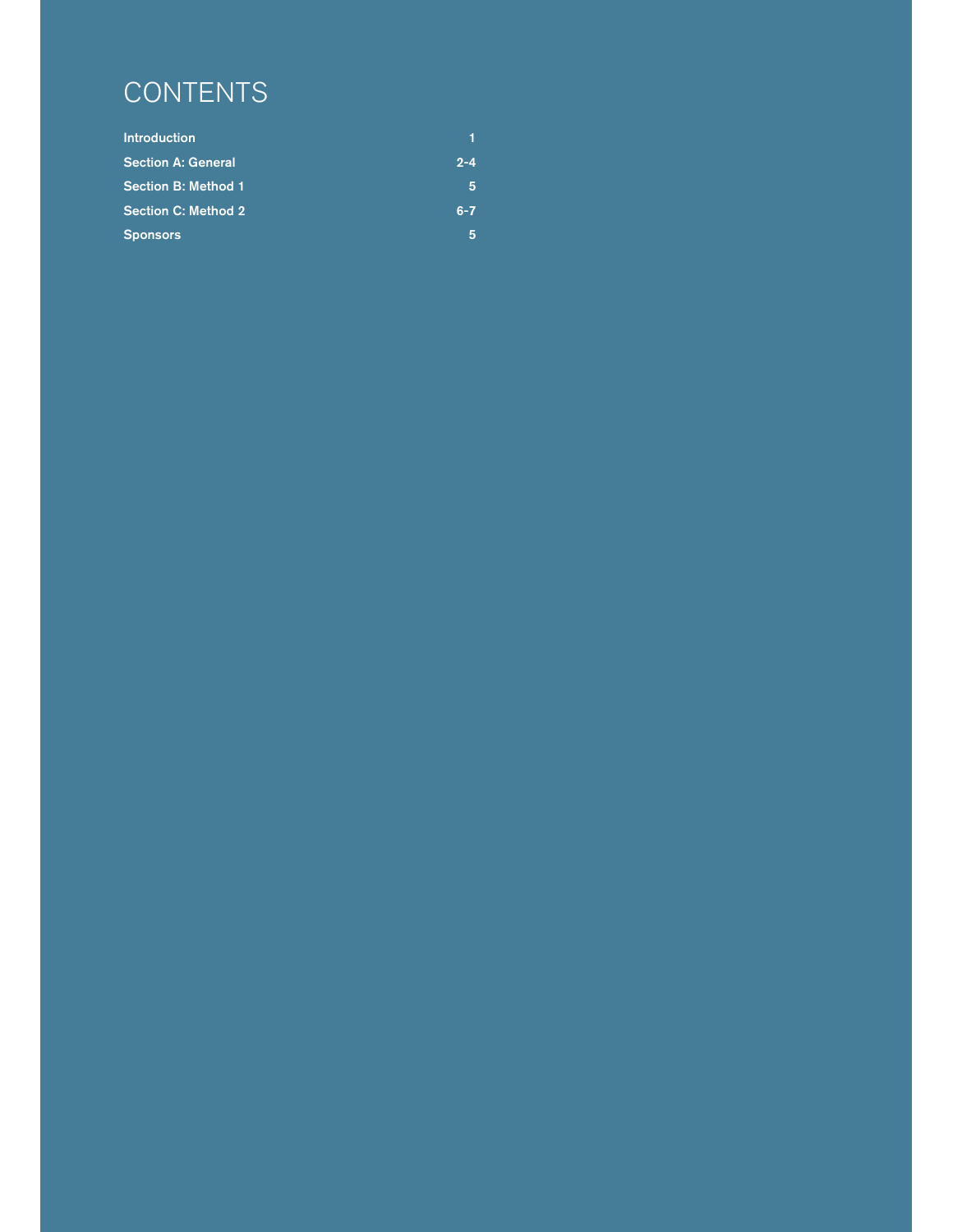# CONTENTS

| | |
|---|---|
| **Introduction** | **1** |
| **Section A: General** | **2-4** |
| **Section B: Method 1** | **5** |
| **Section C: Method 2** | **6-7** |
| **Sponsors** | **5** |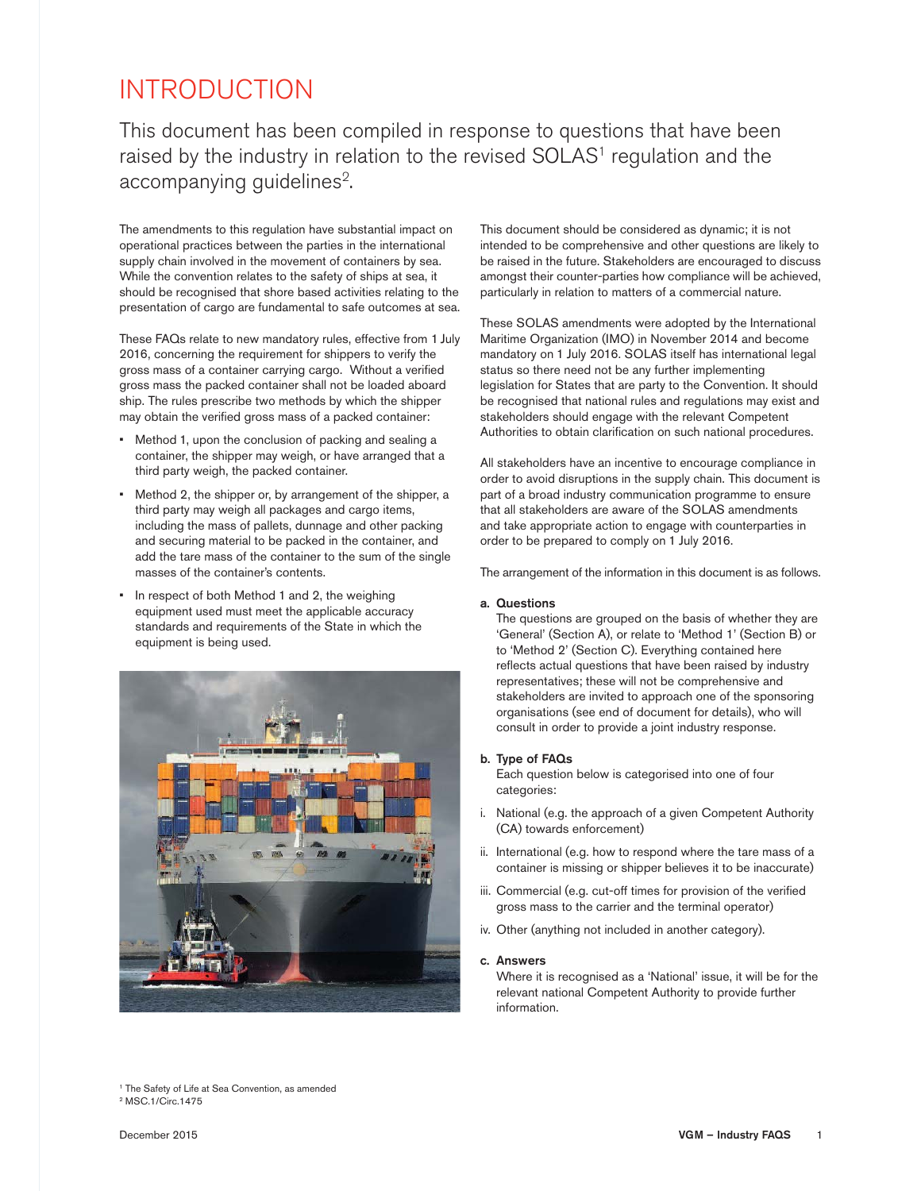# INTRODUCTION

This document has been compiled in response to questions that have been raised by the industry in relation to the revised SOLAS[1] regulation and the accompanying guidelines[2].

The amendments to this regulation have substantial impact on operational practices between the parties in the international supply chain involved in the movement of containers by sea. While the convention relates to the safety of ships at sea, it should be recognised that shore based activities relating to the presentation of cargo are fundamental to safe outcomes at sea.

These FAQs relate to new mandatory rules, effective from 1 July 2016, concerning the requirement for shippers to verify the gross mass of a container carrying cargo. Without a verified gross mass the packed container shall not be loaded aboard ship. The rules prescribe two methods by which the shipper may obtain the verified gross mass of a packed container:

- Method 1, upon the conclusion of packing and sealing a container, the shipper may weigh, or have arranged that a third party weigh, the packed container.
- Method 2, the shipper or, by arrangement of the shipper, a third party may weigh all packages and cargo items, including the mass of pallets, dunnage and other packing and securing material to be packed in the container, and add the tare mass of the container to the sum of the single masses of the container's contents.
- In respect of both Method 1 and 2, the weighing equipment used must meet the applicable accuracy standards and requirements of the State in which the equipment is being used.

This document should be considered as dynamic; it is not intended to be comprehensive and other questions are likely to be raised in the future. Stakeholders are encouraged to discuss amongst their counter-parties how compliance will be achieved, particularly in relation to matters of a commercial nature.

These SOLAS amendments were adopted by the International Maritime Organization (IMO) in November 2014 and become mandatory on 1 July 2016. SOLAS itself has international legal status so there need not be any further implementing legislation for States that are party to the Convention. It should be recognised that national rules and regulations may exist and stakeholders should engage with the relevant Competent Authorities to obtain clarification on such national procedures.

All stakeholders have an incentive to encourage compliance in order to avoid disruptions in the supply chain. This document is part of a broad industry communication programme to ensure that all stakeholders are aware of the SOLAS amendments and take appropriate action to engage with counterparties in order to be prepared to comply on 1 July 2016.

The arrangement of the information in this document is as follows.

**a. Questions**
The questions are grouped on the basis of whether they are 'General' (Section A), or relate to 'Method 1' (Section B) or to 'Method 2' (Section C). Everything contained here reflects actual questions that have been raised by industry representatives; these will not be comprehensive and stakeholders are invited to approach one of the sponsoring organisations (see end of document for details), who will consult in order to provide a joint industry response.

**b. Type of FAQs**
Each question below is categorised into one of four categories:

i. National (e.g. the approach of a given Competent Authority (CA) towards enforcement)

ii. International (e.g. how to respond where the tare mass of a container is missing or shipper believes it to be inaccurate)

iii. Commercial (e.g. cut-off times for provision of the verified gross mass to the carrier and the terminal operator)

iv. Other (anything not included in another category).

**c. Answers**
Where it is recognised as a 'National' issue, it will be for the relevant national Competent Authority to provide further information.

[1] The Safety of Life at Sea Convention, as amended
[2] MSC.1/Circ.1475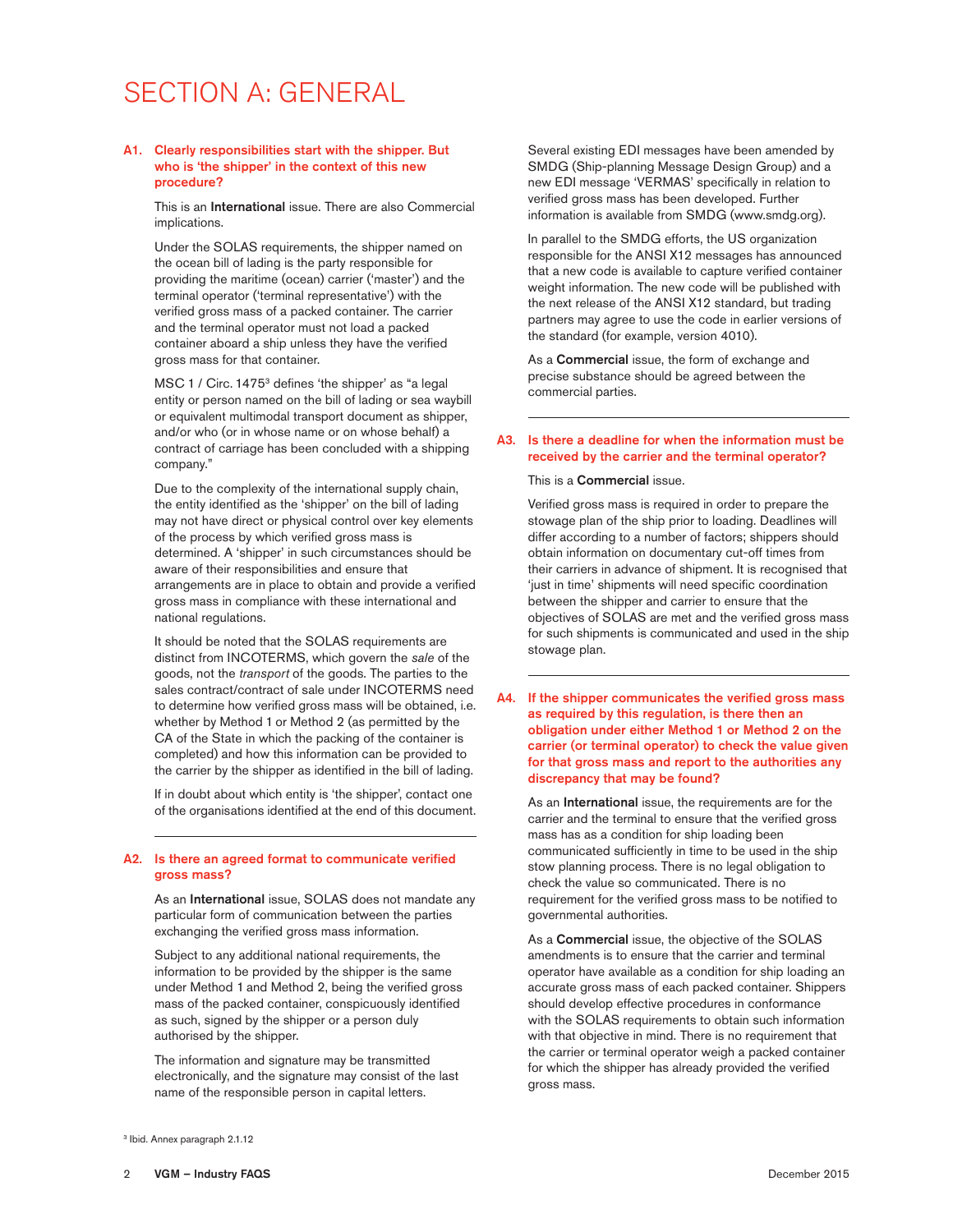# SECTION A: GENERAL

**A1. Clearly responsibilities start with the shipper. But who is 'the shipper' in the context of this new procedure?**

This is an **International** issue. There are also Commercial implications.

Under the SOLAS requirements, the shipper named on the ocean bill of lading is the party responsible for providing the maritime (ocean) carrier ('master') and the terminal operator ('terminal representative') with the verified gross mass of a packed container. The carrier and the terminal operator must not load a packed container aboard a ship unless they have the verified gross mass for that container.

MSC 1 / Circ. 1475[3] defines 'the shipper' as "a legal entity or person named on the bill of lading or sea waybill or equivalent multimodal transport document as shipper, and/or who (or in whose name or on whose behalf) a contract of carriage has been concluded with a shipping company."

Due to the complexity of the international supply chain, the entity identified as the 'shipper' on the bill of lading may not have direct or physical control over key elements of the process by which verified gross mass is determined. A 'shipper' in such circumstances should be aware of their responsibilities and ensure that arrangements are in place to obtain and provide a verified gross mass in compliance with these international and national regulations.

It should be noted that the SOLAS requirements are distinct from INCOTERMS, which govern the *sale* of the goods, not the *transport* of the goods. The parties to the sales contract/contract of sale under INCOTERMS need to determine how verified gross mass will be obtained, i.e. whether by Method 1 or Method 2 (as permitted by the CA of the State in which the packing of the container is completed) and how this information can be provided to the carrier by the shipper as identified in the bill of lading.

If in doubt about which entity is 'the shipper', contact one of the organisations identified at the end of this document.

**A2. Is there an agreed format to communicate verified gross mass?**

As an **International** issue, SOLAS does not mandate any particular form of communication between the parties exchanging the verified gross mass information.

Subject to any additional national requirements, the information to be provided by the shipper is the same under Method 1 and Method 2, being the verified gross mass of the packed container, conspicuously identified as such, signed by the shipper or a person duly authorised by the shipper.

The information and signature may be transmitted electronically, and the signature may consist of the last name of the responsible person in capital letters.

Several existing EDI messages have been amended by SMDG (Ship-planning Message Design Group) and a new EDI message 'VERMAS' specifically in relation to verified gross mass has been developed. Further information is available from SMDG (www.smdg.org).

In parallel to the SMDG efforts, the US organization responsible for the ANSI X12 messages has announced that a new code is available to capture verified container weight information. The new code will be published with the next release of the ANSI X12 standard, but trading partners may agree to use the code in earlier versions of the standard (for example, version 4010).

As a **Commercial** issue, the form of exchange and precise substance should be agreed between the commercial parties.

**A3. Is there a deadline for when the information must be received by the carrier and the terminal operator?**

This is a **Commercial** issue.

Verified gross mass is required in order to prepare the stowage plan of the ship prior to loading. Deadlines will differ according to a number of factors; shippers should obtain information on documentary cut-off times from their carriers in advance of shipment. It is recognised that 'just in time' shipments will need specific coordination between the shipper and carrier to ensure that the objectives of SOLAS are met and the verified gross mass for such shipments is communicated and used in the ship stowage plan.

**A4. If the shipper communicates the verified gross mass as required by this regulation, is there then an obligation under either Method 1 or Method 2 on the carrier (or terminal operator) to check the value given for that gross mass and report to the authorities any discrepancy that may be found?**

As an **International** issue, the requirements are for the carrier and the terminal to ensure that the verified gross mass has as a condition for ship loading been communicated sufficiently in time to be used in the ship stow planning process. There is no legal obligation to check the value so communicated. There is no requirement for the verified gross mass to be notified to governmental authorities.

As a **Commercial** issue, the objective of the SOLAS amendments is to ensure that the carrier and terminal operator have available as a condition for ship loading an accurate gross mass of each packed container. Shippers should develop effective procedures in conformance with the SOLAS requirements to obtain such information with that objective in mind. There is no requirement that the carrier or terminal operator weigh a packed container for which the shipper has already provided the verified gross mass.

[3] Ibid. Annex paragraph 2.1.12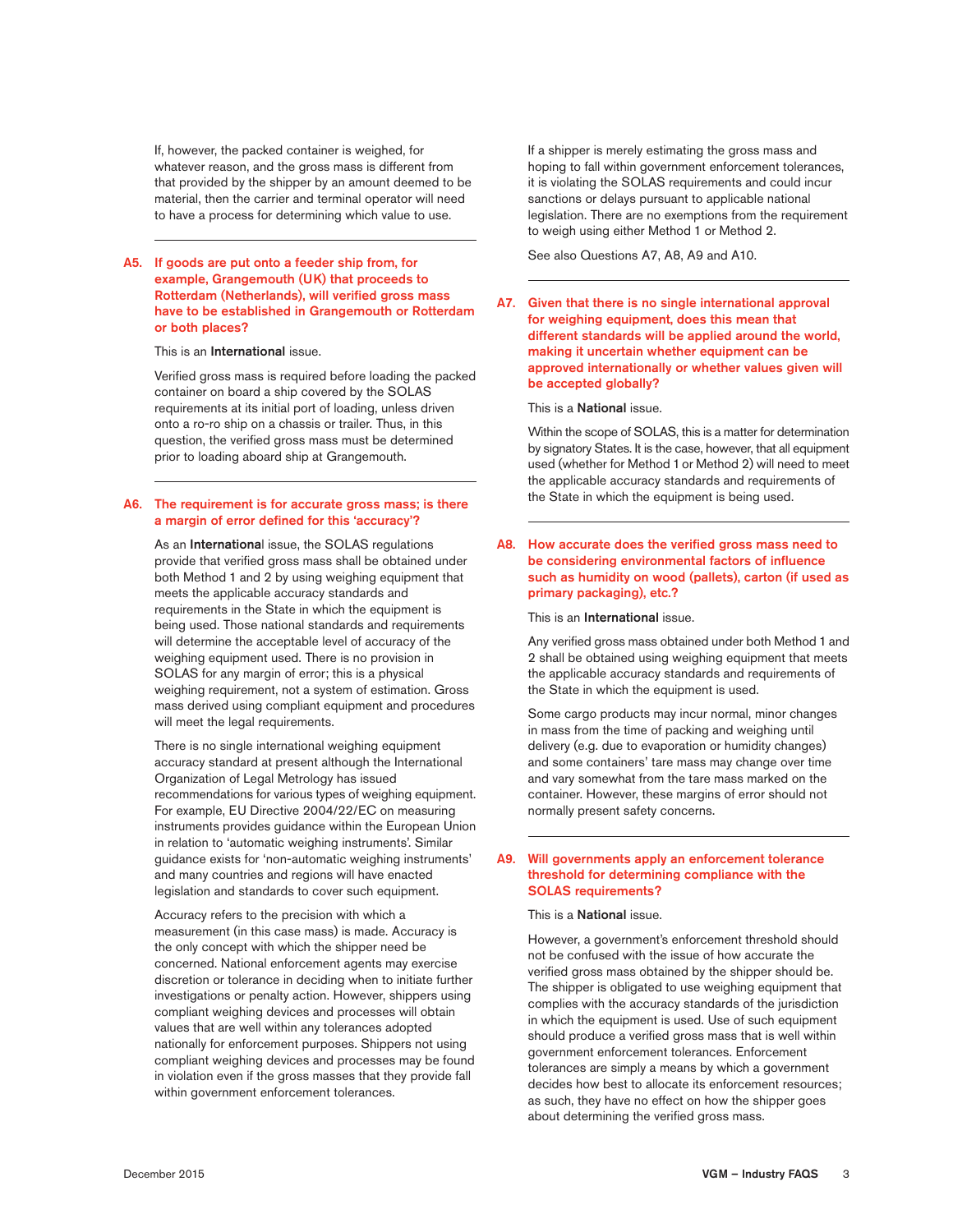If, however, the packed container is weighed, for whatever reason, and the gross mass is different from that provided by the shipper by an amount deemed to be material, then the carrier and terminal operator will need to have a process for determining which value to use.

### A5. If goods are put onto a feeder ship from, for example, Grangemouth (UK) that proceeds to Rotterdam (Netherlands), will verified gross mass have to be established in Grangemouth or Rotterdam or both places?

This is an **International** issue.

Verified gross mass is required before loading the packed container on board a ship covered by the SOLAS requirements at its initial port of loading, unless driven onto a ro-ro ship on a chassis or trailer. Thus, in this question, the verified gross mass must be determined prior to loading aboard ship at Grangemouth.

### A6. The requirement is for accurate gross mass; is there a margin of error defined for this 'accuracy'?

As an **International** issue, the SOLAS regulations provide that verified gross mass shall be obtained under both Method 1 and 2 by using weighing equipment that meets the applicable accuracy standards and requirements in the State in which the equipment is being used. Those national standards and requirements will determine the acceptable level of accuracy of the weighing equipment used. There is no provision in SOLAS for any margin of error; this is a physical weighing requirement, not a system of estimation. Gross mass derived using compliant equipment and procedures will meet the legal requirements.

There is no single international weighing equipment accuracy standard at present although the International Organization of Legal Metrology has issued recommendations for various types of weighing equipment. For example, EU Directive 2004/22/EC on measuring instruments provides guidance within the European Union in relation to 'automatic weighing instruments'. Similar guidance exists for 'non-automatic weighing instruments' and many countries and regions will have enacted legislation and standards to cover such equipment.

Accuracy refers to the precision with which a measurement (in this case mass) is made. Accuracy is the only concept with which the shipper need be concerned. National enforcement agents may exercise discretion or tolerance in deciding when to initiate further investigations or penalty action. However, shippers using compliant weighing devices and processes will obtain values that are well within any tolerances adopted nationally for enforcement purposes. Shippers not using compliant weighing devices and processes may be found in violation even if the gross masses that they provide fall within government enforcement tolerances.

If a shipper is merely estimating the gross mass and hoping to fall within government enforcement tolerances, it is violating the SOLAS requirements and could incur sanctions or delays pursuant to applicable national legislation. There are no exemptions from the requirement to weigh using either Method 1 or Method 2.

See also Questions A7, A8, A9 and A10.

### A7. Given that there is no single international approval for weighing equipment, does this mean that different standards will be applied around the world, making it uncertain whether equipment can be approved internationally or whether values given will be accepted globally?

This is a **National** issue.

Within the scope of SOLAS, this is a matter for determination by signatory States. It is the case, however, that all equipment used (whether for Method 1 or Method 2) will need to meet the applicable accuracy standards and requirements of the State in which the equipment is being used.

### A8. How accurate does the verified gross mass need to be considering environmental factors of influence such as humidity on wood (pallets), carton (if used as primary packaging), etc.?

This is an **International** issue.

Any verified gross mass obtained under both Method 1 and 2 shall be obtained using weighing equipment that meets the applicable accuracy standards and requirements of the State in which the equipment is used.

Some cargo products may incur normal, minor changes in mass from the time of packing and weighing until delivery (e.g. due to evaporation or humidity changes) and some containers' tare mass may change over time and vary somewhat from the tare mass marked on the container. However, these margins of error should not normally present safety concerns.

### A9. Will governments apply an enforcement tolerance threshold for determining compliance with the SOLAS requirements?

This is a **National** issue.

However, a government's enforcement threshold should not be confused with the issue of how accurate the verified gross mass obtained by the shipper should be. The shipper is obligated to use weighing equipment that complies with the accuracy standards of the jurisdiction in which the equipment is used. Use of such equipment should produce a verified gross mass that is well within government enforcement tolerances. Enforcement tolerances are simply a means by which a government decides how best to allocate its enforcement resources; as such, they have no effect on how the shipper goes about determining the verified gross mass.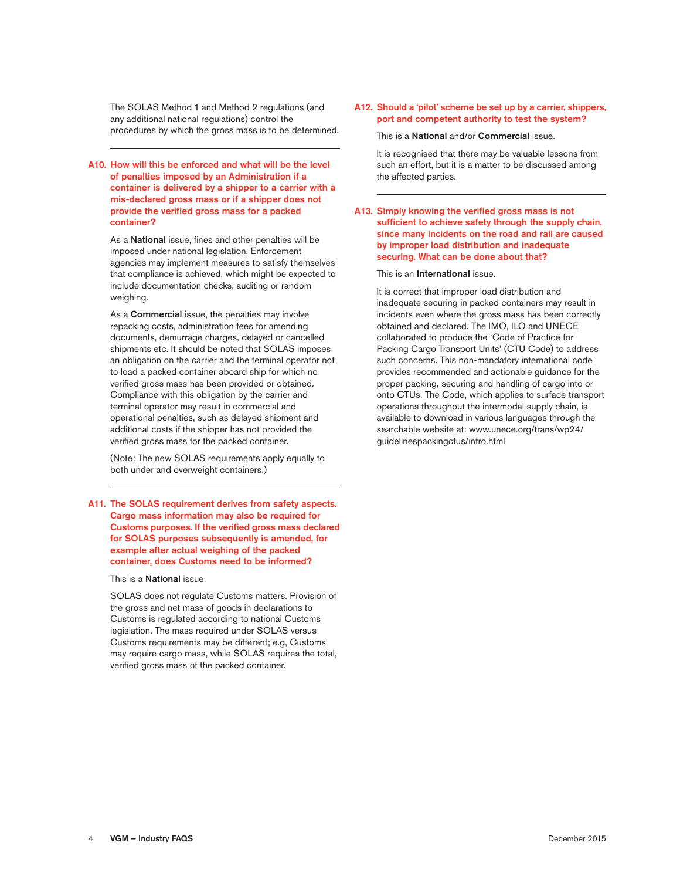The SOLAS Method 1 and Method 2 regulations (and any additional national regulations) control the procedures by which the gross mass is to be determined.

---

### A10. How will this be enforced and what will be the level of penalties imposed by an Administration if a container is delivered by a shipper to a carrier with a mis-declared gross mass or if a shipper does not provide the verified gross mass for a packed container?

As a **National** issue, fines and other penalties will be imposed under national legislation. Enforcement agencies may implement measures to satisfy themselves that compliance is achieved, which might be expected to include documentation checks, auditing or random weighing.

As a **Commercial** issue, the penalties may involve repacking costs, administration fees for amending documents, demurrage charges, delayed or cancelled shipments etc. It should be noted that SOLAS imposes an obligation on the carrier and the terminal operator not to load a packed container aboard ship for which no verified gross mass has been provided or obtained. Compliance with this obligation by the carrier and terminal operator may result in commercial and operational penalties, such as delayed shipment and additional costs if the shipper has not provided the verified gross mass for the packed container.

(Note: The new SOLAS requirements apply equally to both under and overweight containers.)

---

### A11. The SOLAS requirement derives from safety aspects. Cargo mass information may also be required for Customs purposes. If the verified gross mass declared for SOLAS purposes subsequently is amended, for example after actual weighing of the packed container, does Customs need to be informed?

This is a **National** issue.

SOLAS does not regulate Customs matters. Provision of the gross and net mass of goods in declarations to Customs is regulated according to national Customs legislation. The mass required under SOLAS versus Customs requirements may be different; e.g, Customs may require cargo mass, while SOLAS requires the total, verified gross mass of the packed container.

### A12. Should a 'pilot' scheme be set up by a carrier, shippers, port and competent authority to test the system?

This is a **National** and/or **Commercial** issue.

It is recognised that there may be valuable lessons from such an effort, but it is a matter to be discussed among the affected parties.

---

### A13. Simply knowing the verified gross mass is not sufficient to achieve safety through the supply chain, since many incidents on the road and rail are caused by improper load distribution and inadequate securing. What can be done about that?

This is an **International** issue.

It is correct that improper load distribution and inadequate securing in packed containers may result in incidents even where the gross mass has been correctly obtained and declared. The IMO, ILO and UNECE collaborated to produce the 'Code of Practice for Packing Cargo Transport Units' (CTU Code) to address such concerns. This non-mandatory international code provides recommended and actionable guidance for the proper packing, securing and handling of cargo into or onto CTUs. The Code, which applies to surface transport operations throughout the intermodal supply chain, is available to download in various languages through the searchable website at: www.unece.org/trans/wp24/guidelinespackingctus/intro.html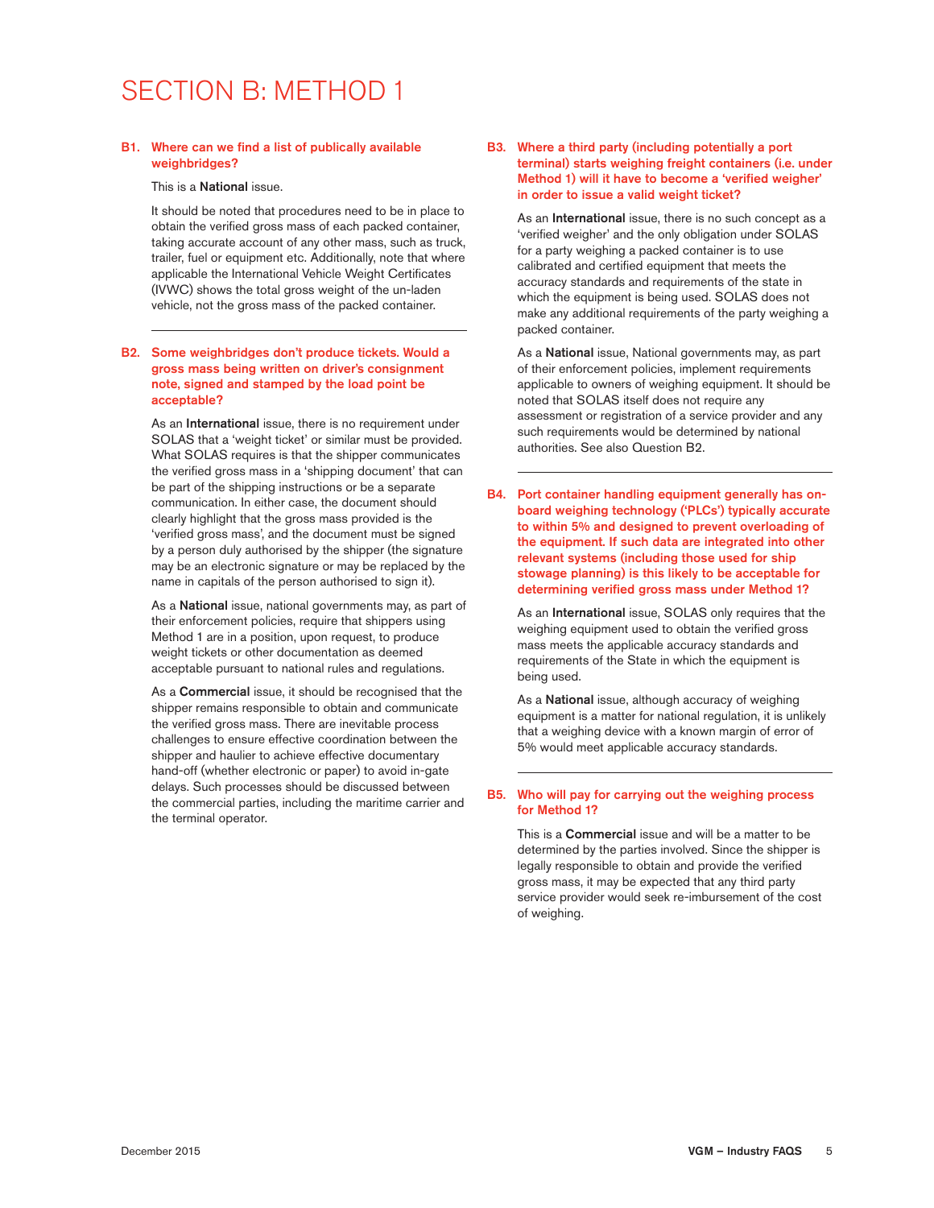# SECTION B: METHOD 1

**B1. Where can we find a list of publically available weighbridges?**

This is a **National** issue.

It should be noted that procedures need to be in place to obtain the verified gross mass of each packed container, taking accurate account of any other mass, such as truck, trailer, fuel or equipment etc. Additionally, note that where applicable the International Vehicle Weight Certificates (IVWC) shows the total gross weight of the un-laden vehicle, not the gross mass of the packed container.

---

**B2. Some weighbridges don't produce tickets. Would a gross mass being written on driver's consignment note, signed and stamped by the load point be acceptable?**

As an **International** issue, there is no requirement under SOLAS that a 'weight ticket' or similar must be provided. What SOLAS requires is that the shipper communicates the verified gross mass in a 'shipping document' that can be part of the shipping instructions or be a separate communication. In either case, the document should clearly highlight that the gross mass provided is the 'verified gross mass', and the document must be signed by a person duly authorised by the shipper (the signature may be an electronic signature or may be replaced by the name in capitals of the person authorised to sign it).

As a **National** issue, national governments may, as part of their enforcement policies, require that shippers using Method 1 are in a position, upon request, to produce weight tickets or other documentation as deemed acceptable pursuant to national rules and regulations.

As a **Commercial** issue, it should be recognised that the shipper remains responsible to obtain and communicate the verified gross mass. There are inevitable process challenges to ensure effective coordination between the shipper and haulier to achieve effective documentary hand-off (whether electronic or paper) to avoid in-gate delays. Such processes should be discussed between the commercial parties, including the maritime carrier and the terminal operator.

---

**B3. Where a third party (including potentially a port terminal) starts weighing freight containers (i.e. under Method 1) will it have to become a 'verified weigher' in order to issue a valid weight ticket?**

As an **International** issue, there is no such concept as a 'verified weigher' and the only obligation under SOLAS for a party weighing a packed container is to use calibrated and certified equipment that meets the accuracy standards and requirements of the state in which the equipment is being used. SOLAS does not make any additional requirements of the party weighing a packed container.

As a **National** issue, National governments may, as part of their enforcement policies, implement requirements applicable to owners of weighing equipment. It should be noted that SOLAS itself does not require any assessment or registration of a service provider and any such requirements would be determined by national authorities. See also Question B2.

---

**B4. Port container handling equipment generally has on-board weighing technology ('PLCs') typically accurate to within 5% and designed to prevent overloading of the equipment. If such data are integrated into other relevant systems (including those used for ship stowage planning) is this likely to be acceptable for determining verified gross mass under Method 1?**

As an **International** issue, SOLAS only requires that the weighing equipment used to obtain the verified gross mass meets the applicable accuracy standards and requirements of the State in which the equipment is being used.

As a **National** issue, although accuracy of weighing equipment is a matter for national regulation, it is unlikely that a weighing device with a known margin of error of 5% would meet applicable accuracy standards.

---

**B5. Who will pay for carrying out the weighing process for Method 1?**

This is a **Commercial** issue and will be a matter to be determined by the parties involved. Since the shipper is legally responsible to obtain and provide the verified gross mass, it may be expected that any third party service provider would seek re-imbursement of the cost of weighing.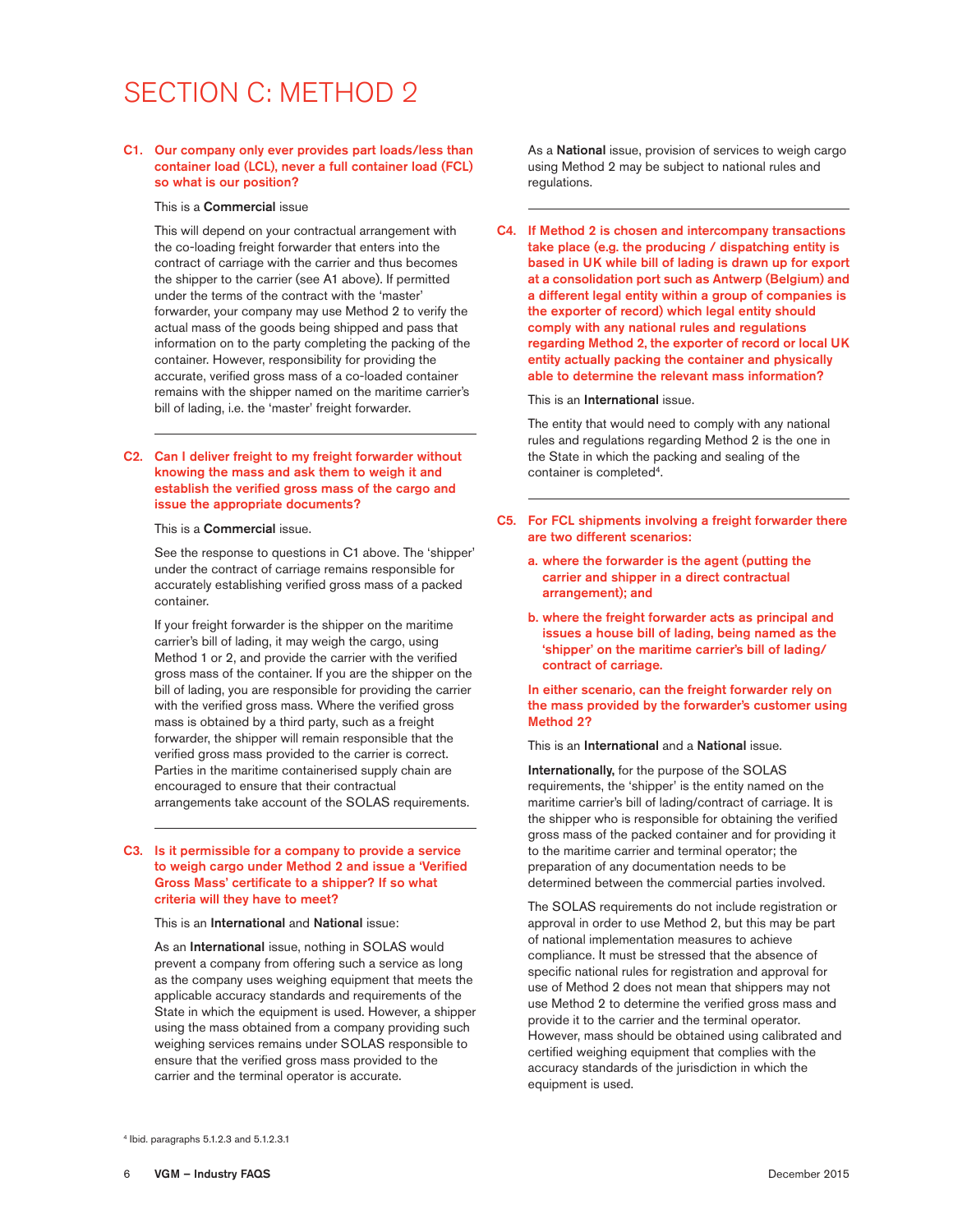# SECTION C: METHOD 2

**C1. Our company only ever provides part loads/less than container load (LCL), never a full container load (FCL) so what is our position?**

This is a **Commercial** issue

This will depend on your contractual arrangement with the co-loading freight forwarder that enters into the contract of carriage with the carrier and thus becomes the shipper to the carrier (see A1 above). If permitted under the terms of the contract with the 'master' forwarder, your company may use Method 2 to verify the actual mass of the goods being shipped and pass that information on to the party completing the packing of the container. However, responsibility for providing the accurate, verified gross mass of a co-loaded container remains with the shipper named on the maritime carrier's bill of lading, i.e. the 'master' freight forwarder.

---

**C2. Can I deliver freight to my freight forwarder without knowing the mass and ask them to weigh it and establish the verified gross mass of the cargo and issue the appropriate documents?**

This is a **Commercial** issue.

See the response to questions in C1 above. The 'shipper' under the contract of carriage remains responsible for accurately establishing verified gross mass of a packed container.

If your freight forwarder is the shipper on the maritime carrier's bill of lading, it may weigh the cargo, using Method 1 or 2, and provide the carrier with the verified gross mass of the container. If you are the shipper on the bill of lading, you are responsible for providing the carrier with the verified gross mass. Where the verified gross mass is obtained by a third party, such as a freight forwarder, the shipper will remain responsible that the verified gross mass provided to the carrier is correct. Parties in the maritime containerised supply chain are encouraged to ensure that their contractual arrangements take account of the SOLAS requirements.

---

**C3. Is it permissible for a company to provide a service to weigh cargo under Method 2 and issue a 'Verified Gross Mass' certificate to a shipper? If so what criteria will they have to meet?**

This is an **International** and **National** issue:

As an **International** issue, nothing in SOLAS would prevent a company from offering such a service as long as the company uses weighing equipment that meets the applicable accuracy standards and requirements of the State in which the equipment is used. However, a shipper using the mass obtained from a company providing such weighing services remains under SOLAS responsible to ensure that the verified gross mass provided to the carrier and the terminal operator is accurate.

As a **National** issue, provision of services to weigh cargo using Method 2 may be subject to national rules and regulations.

---

**C4. If Method 2 is chosen and intercompany transactions take place (e.g. the producing / dispatching entity is based in UK while bill of lading is drawn up for export at a consolidation port such as Antwerp (Belgium) and a different legal entity within a group of companies is the exporter of record) which legal entity should comply with any national rules and regulations regarding Method 2, the exporter of record or local UK entity actually packing the container and physically able to determine the relevant mass information?**

This is an **International** issue.

The entity that would need to comply with any national rules and regulations regarding Method 2 is the one in the State in which the packing and sealing of the container is completed[4].

---

**C5. For FCL shipments involving a freight forwarder there are two different scenarios:**

**a. where the forwarder is the agent (putting the carrier and shipper in a direct contractual arrangement); and**

**b. where the freight forwarder acts as principal and issues a house bill of lading, being named as the 'shipper' on the maritime carrier's bill of lading/ contract of carriage.**

**In either scenario, can the freight forwarder rely on the mass provided by the forwarder's customer using Method 2?**

This is an **International** and a **National** issue.

**Internationally,** for the purpose of the SOLAS requirements, the 'shipper' is the entity named on the maritime carrier's bill of lading/contract of carriage. It is the shipper who is responsible for obtaining the verified gross mass of the packed container and for providing it to the maritime carrier and terminal operator; the preparation of any documentation needs to be determined between the commercial parties involved.

The SOLAS requirements do not include registration or approval in order to use Method 2, but this may be part of national implementation measures to achieve compliance. It must be stressed that the absence of specific national rules for registration and approval for use of Method 2 does not mean that shippers may not use Method 2 to determine the verified gross mass and provide it to the carrier and the terminal operator. However, mass should be obtained using calibrated and certified weighing equipment that complies with the accuracy standards of the jurisdiction in which the equipment is used.

[4] Ibid. paragraphs 5.1.2.3 and 5.1.2.3.1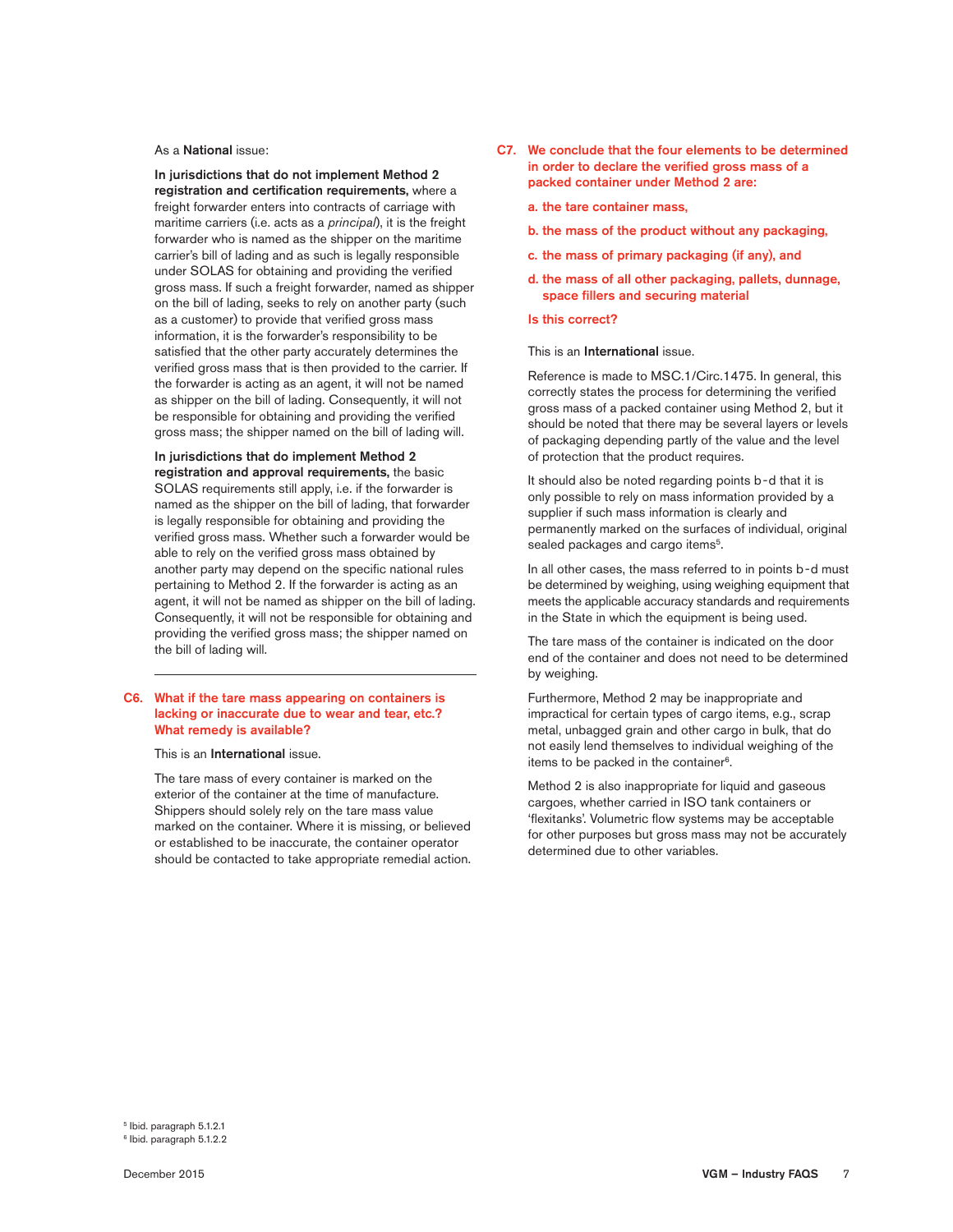As a **National** issue:

**In jurisdictions that do not implement Method 2 registration and certification requirements,** where a freight forwarder enters into contracts of carriage with maritime carriers (i.e. acts as a *principal*), it is the freight forwarder who is named as the shipper on the maritime carrier's bill of lading and as such is legally responsible under SOLAS for obtaining and providing the verified gross mass. If such a freight forwarder, named as shipper on the bill of lading, seeks to rely on another party (such as a customer) to provide that verified gross mass information, it is the forwarder's responsibility to be satisfied that the other party accurately determines the verified gross mass that is then provided to the carrier. If the forwarder is acting as an agent, it will not be named as shipper on the bill of lading. Consequently, it will not be responsible for obtaining and providing the verified gross mass; the shipper named on the bill of lading will.

**In jurisdictions that do implement Method 2 registration and approval requirements,** the basic SOLAS requirements still apply, i.e. if the forwarder is named as the shipper on the bill of lading, that forwarder is legally responsible for obtaining and providing the verified gross mass. Whether such a forwarder would be able to rely on the verified gross mass obtained by another party may depend on the specific national rules pertaining to Method 2. If the forwarder is acting as an agent, it will not be named as shipper on the bill of lading. Consequently, it will not be responsible for obtaining and providing the verified gross mass; the shipper named on the bill of lading will.

---

### C6. What if the tare mass appearing on containers is lacking or inaccurate due to wear and tear, etc.? What remedy is available?

This is an **International** issue.

The tare mass of every container is marked on the exterior of the container at the time of manufacture. Shippers should solely rely on the tare mass value marked on the container. Where it is missing, or believed or established to be inaccurate, the container operator should be contacted to take appropriate remedial action.

### C7. We conclude that the four elements to be determined in order to declare the verified gross mass of a packed container under Method 2 are:

**a. the tare container mass,**

**b. the mass of the product without any packaging,**

**c. the mass of primary packaging (if any), and**

**d. the mass of all other packaging, pallets, dunnage, space fillers and securing material**

**Is this correct?**

This is an **International** issue.

Reference is made to MSC.1/Circ.1475. In general, this correctly states the process for determining the verified gross mass of a packed container using Method 2, but it should be noted that there may be several layers or levels of packaging depending partly of the value and the level of protection that the product requires.

It should also be noted regarding points b-d that it is only possible to rely on mass information provided by a supplier if such mass information is clearly and permanently marked on the surfaces of individual, original sealed packages and cargo items[5].

In all other cases, the mass referred to in points b-d must be determined by weighing, using weighing equipment that meets the applicable accuracy standards and requirements in the State in which the equipment is being used.

The tare mass of the container is indicated on the door end of the container and does not need to be determined by weighing.

Furthermore, Method 2 may be inappropriate and impractical for certain types of cargo items, e.g., scrap metal, unbagged grain and other cargo in bulk, that do not easily lend themselves to individual weighing of the items to be packed in the container[6].

Method 2 is also inappropriate for liquid and gaseous cargoes, whether carried in ISO tank containers or 'flexitanks'. Volumetric flow systems may be acceptable for other purposes but gross mass may not be accurately determined due to other variables.

[5] Ibid. paragraph 5.1.2.1
[6] Ibid. paragraph 5.1.2.2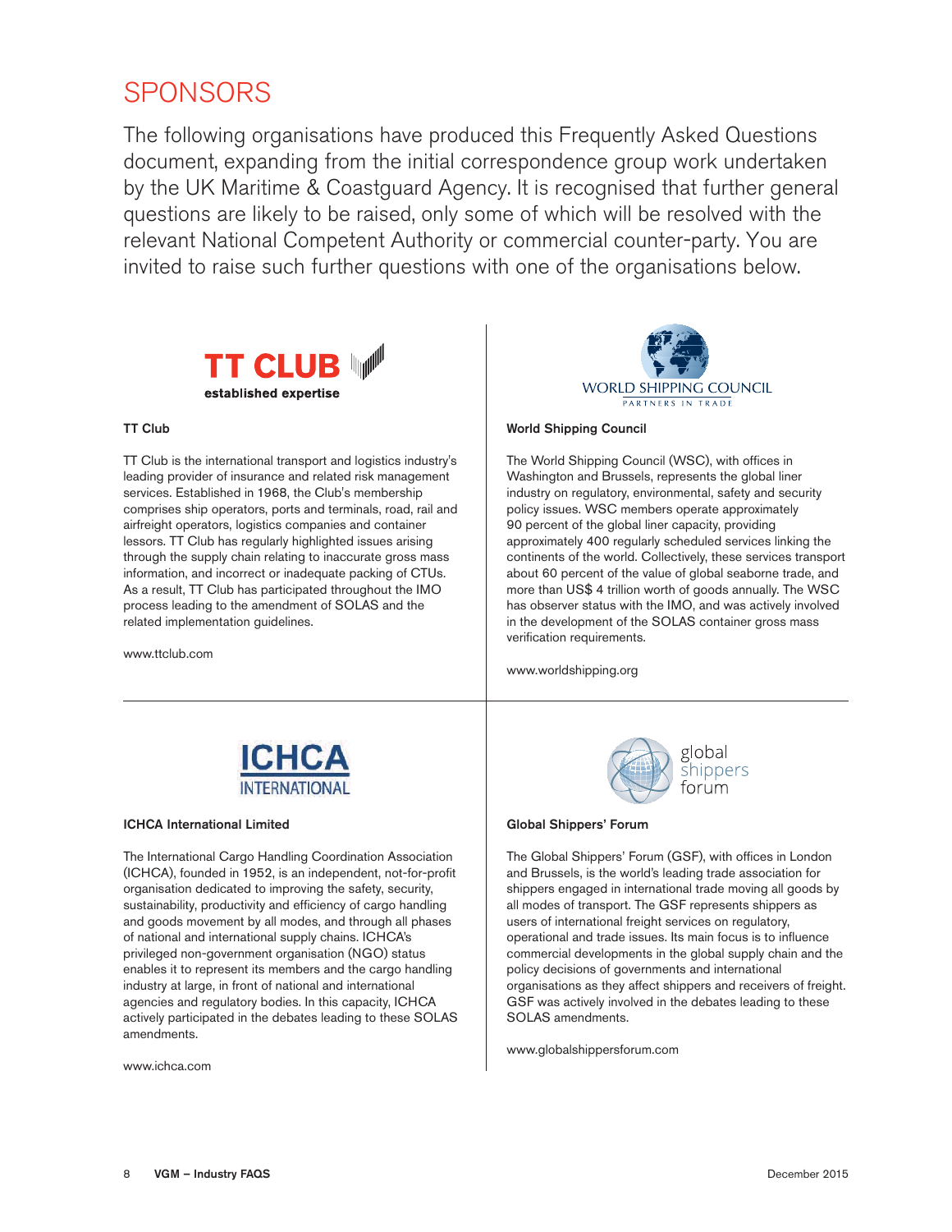# SPONSORS

The following organisations have produced this Frequently Asked Questions document, expanding from the initial correspondence group work undertaken by the UK Maritime & Coastguard Agency. It is recognised that further general questions are likely to be raised, only some of which will be resolved with the relevant National Competent Authority or commercial counter-party. You are invited to raise such further questions with one of the organisations below.

**TT Club**

TT Club is the international transport and logistics industry's leading provider of insurance and related risk management services. Established in 1968, the Club's membership comprises ship operators, ports and terminals, road, rail and airfreight operators, logistics companies and container lessors. TT Club has regularly highlighted issues arising through the supply chain relating to inaccurate gross mass information, and incorrect or inadequate packing of CTUs. As a result, TT Club has participated throughout the IMO process leading to the amendment of SOLAS and the related implementation guidelines.

www.ttclub.com

**World Shipping Council**

The World Shipping Council (WSC), with offices in Washington and Brussels, represents the global liner industry on regulatory, environmental, safety and security policy issues. WSC members operate approximately 90 percent of the global liner capacity, providing approximately 400 regularly scheduled services linking the continents of the world. Collectively, these services transport about 60 percent of the value of global seaborne trade, and more than US$ 4 trillion worth of goods annually. The WSC has observer status with the IMO, and was actively involved in the development of the SOLAS container gross mass verification requirements.

www.worldshipping.org

**ICHCA International Limited**

The International Cargo Handling Coordination Association (ICHCA), founded in 1952, is an independent, not-for-profit organisation dedicated to improving the safety, security, sustainability, productivity and efficiency of cargo handling and goods movement by all modes, and through all phases of national and international supply chains. ICHCA's privileged non-government organisation (NGO) status enables it to represent its members and the cargo handling industry at large, in front of national and international agencies and regulatory bodies. In this capacity, ICHCA actively participated in the debates leading to these SOLAS amendments.

www.ichca.com

**Global Shippers' Forum**

The Global Shippers' Forum (GSF), with offices in London and Brussels, is the world's leading trade association for shippers engaged in international trade moving all goods by all modes of transport. The GSF represents shippers as users of international freight services on regulatory, operational and trade issues. Its main focus is to influence commercial developments in the global supply chain and the policy decisions of governments and international organisations as they affect shippers and receivers of freight. GSF was actively involved in the debates leading to these SOLAS amendments.

www.globalshippersforum.com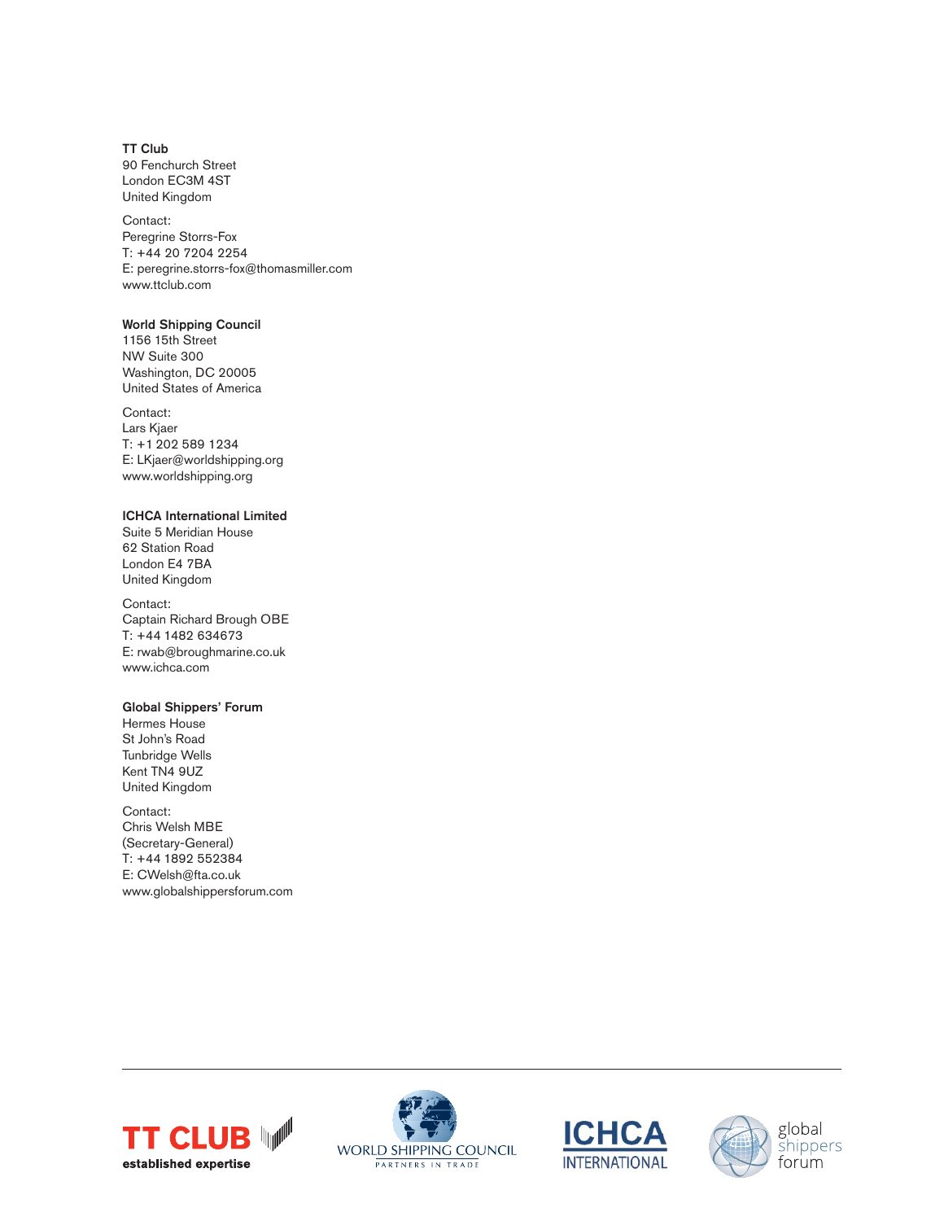**TT Club**
90 Fenchurch Street
London EC3M 4ST
United Kingdom

Contact:
Peregrine Storrs-Fox
T: +44 20 7204 2254
E: peregrine.storrs-fox@thomasmiller.com
www.ttclub.com

**World Shipping Council**
1156 15th Street
NW Suite 300
Washington, DC 20005
United States of America

Contact:
Lars Kjaer
T: +1 202 589 1234
E: LKjaer@worldshipping.org
www.worldshipping.org

**ICHCA International Limited**
Suite 5 Meridian House
62 Station Road
London E4 7BA
United Kingdom

Contact:
Captain Richard Brough OBE
T: +44 1482 634673
E: rwab@broughmarine.co.uk
www.ichca.com

**Global Shippers' Forum**
Hermes House
St John's Road
Tunbridge Wells
Kent TN4 9UZ
United Kingdom

Contact:
Chris Welsh MBE
(Secretary-General)
T: +44 1892 552384
E: CWelsh@fta.co.uk
www.globalshippersforum.com

TT CLUB established expertise

WORLD SHIPPING COUNCIL PARTNERS IN TRADE

ICHCA INTERNATIONAL

global shippers forum